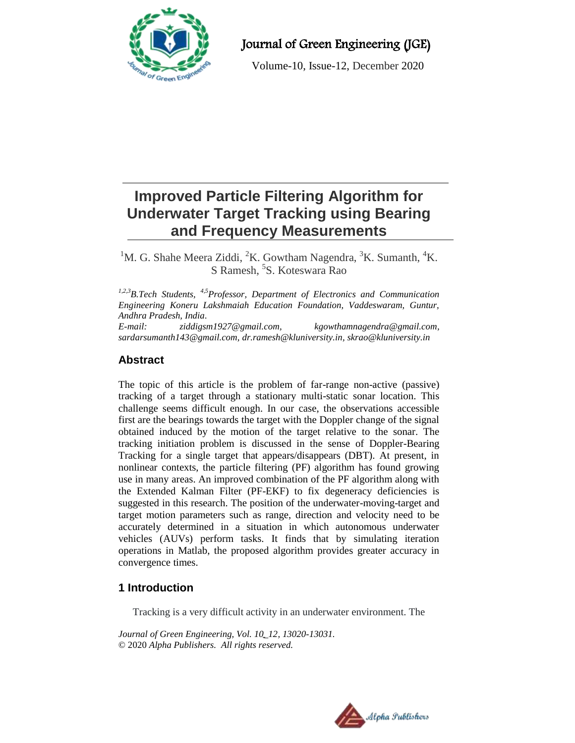# Improved Particle Filtering Algorithm for Underwater Target Tracking using Bearing and Frequency Measurements

[1]M. G. Shahe Meera Ziddi, [2]K. Gowtham Nagendra, [3]K. Sumanth, [4]K. S Ramesh, [5]S. Koteswara Rao

*[1,2,3]B.Tech Students, [4,5]Professor, Department of Electronics and Communication Engineering Koneru Lakshmaiah Education Foundation, Vaddeswaram, Guntur, Andhra Pradesh, India.*
*E-mail: ziddigsm1927@gmail.com, kgowthamnagendra@gmail.com, sardarsumanth143@gmail.com, dr.ramesh@kluniversity.in, skrao@kluniversity.in*

## Abstract

The topic of this article is the problem of far-range non-active (passive) tracking of a target through a stationary multi-static sonar location. This challenge seems difficult enough. In our case, the observations accessible first are the bearings towards the target with the Doppler change of the signal obtained induced by the motion of the target relative to the sonar. The tracking initiation problem is discussed in the sense of Doppler-Bearing Tracking for a single target that appears/disappears (DBT). At present, in nonlinear contexts, the particle filtering (PF) algorithm has found growing use in many areas. An improved combination of the PF algorithm along with the Extended Kalman Filter (PF-EKF) to fix degeneracy deficiencies is suggested in this research. The position of the underwater-moving-target and target motion parameters such as range, direction and velocity need to be accurately determined in a situation in which autonomous underwater vehicles (AUVs) perform tasks. It finds that by simulating iteration operations in Matlab, the proposed algorithm provides greater accuracy in convergence times.

## 1 Introduction

Tracking is a very difficult activity in an underwater environment. The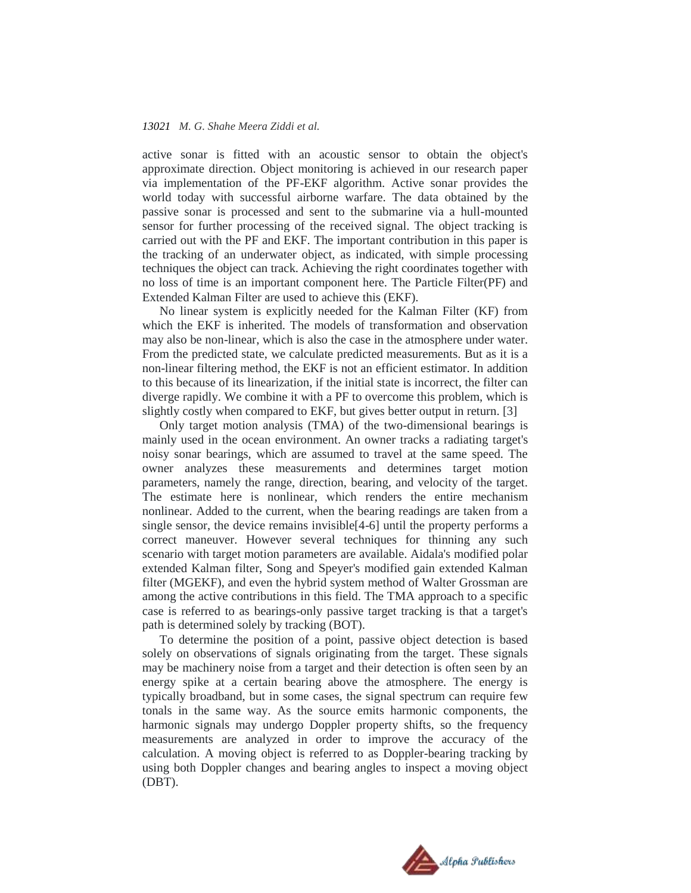active sonar is fitted with an acoustic sensor to obtain the object's approximate direction. Object monitoring is achieved in our research paper via implementation of the PF-EKF algorithm. Active sonar provides the world today with successful airborne warfare. The data obtained by the passive sonar is processed and sent to the submarine via a hull-mounted sensor for further processing of the received signal. The object tracking is carried out with the PF and EKF. The important contribution in this paper is the tracking of an underwater object, as indicated, with simple processing techniques the object can track. Achieving the right coordinates together with no loss of time is an important component here. The Particle Filter(PF) and Extended Kalman Filter are used to achieve this (EKF).

No linear system is explicitly needed for the Kalman Filter (KF) from which the EKF is inherited. The models of transformation and observation may also be non-linear, which is also the case in the atmosphere under water. From the predicted state, we calculate predicted measurements. But as it is a non-linear filtering method, the EKF is not an efficient estimator. In addition to this because of its linearization, if the initial state is incorrect, the filter can diverge rapidly. We combine it with a PF to overcome this problem, which is slightly costly when compared to EKF, but gives better output in return. [3]

Only target motion analysis (TMA) of the two-dimensional bearings is mainly used in the ocean environment. An owner tracks a radiating target's noisy sonar bearings, which are assumed to travel at the same speed. The owner analyzes these measurements and determines target motion parameters, namely the range, direction, bearing, and velocity of the target. The estimate here is nonlinear, which renders the entire mechanism nonlinear. Added to the current, when the bearing readings are taken from a single sensor, the device remains invisible[4-6] until the property performs a correct maneuver. However several techniques for thinning any such scenario with target motion parameters are available. Aidala's modified polar extended Kalman filter, Song and Speyer's modified gain extended Kalman filter (MGEKF), and even the hybrid system method of Walter Grossman are among the active contributions in this field. The TMA approach to a specific case is referred to as bearings-only passive target tracking is that a target's path is determined solely by tracking (BOT).

To determine the position of a point, passive object detection is based solely on observations of signals originating from the target. These signals may be machinery noise from a target and their detection is often seen by an energy spike at a certain bearing above the atmosphere. The energy is typically broadband, but in some cases, the signal spectrum can require few tonals in the same way. As the source emits harmonic components, the harmonic signals may undergo Doppler property shifts, so the frequency measurements are analyzed in order to improve the accuracy of the calculation. A moving object is referred to as Doppler-bearing tracking by using both Doppler changes and bearing angles to inspect a moving object (DBT).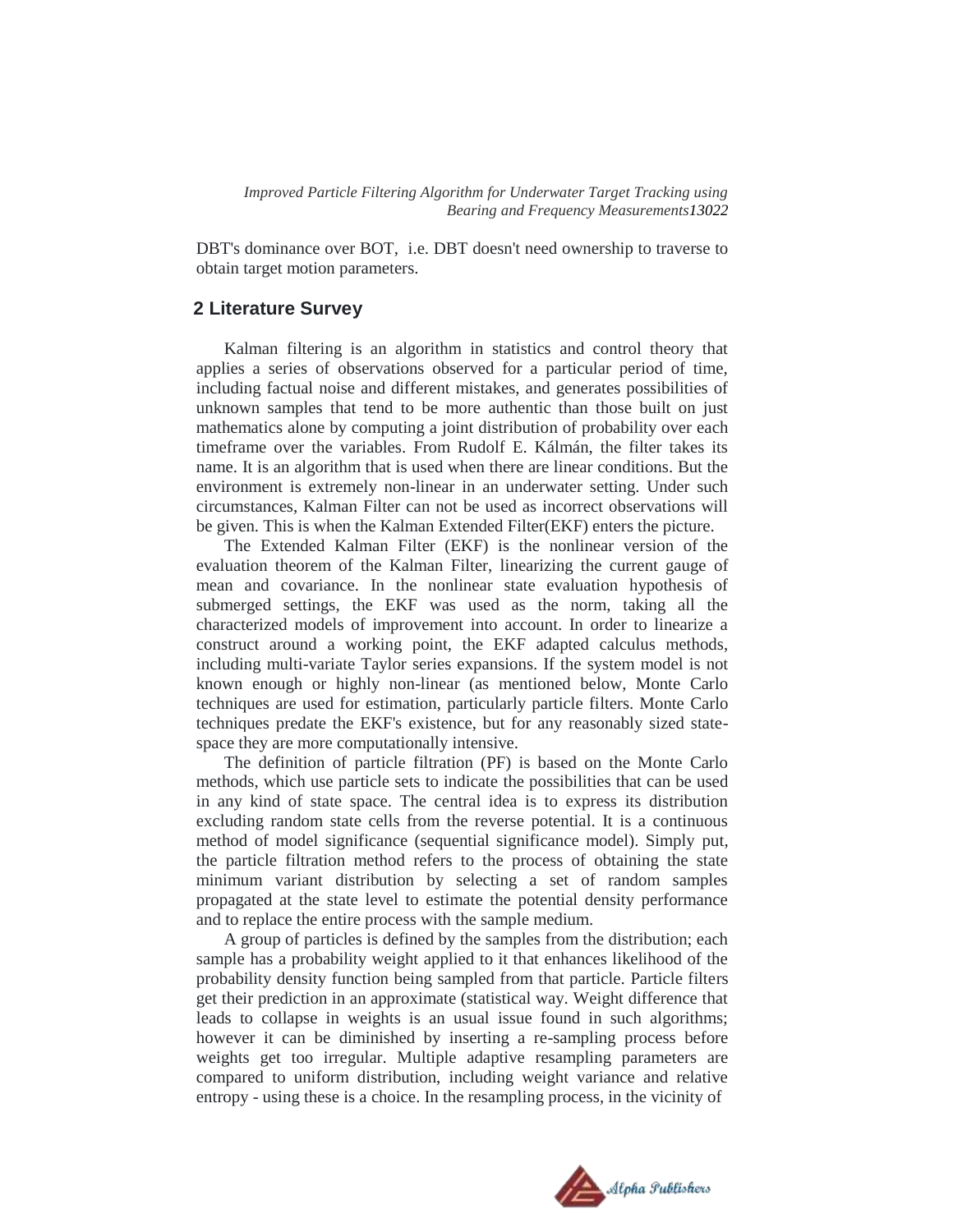DBT's dominance over BOT, i.e. DBT doesn't need ownership to traverse to obtain target motion parameters.

## 2 Literature Survey

Kalman filtering is an algorithm in statistics and control theory that applies a series of observations observed for a particular period of time, including factual noise and different mistakes, and generates possibilities of unknown samples that tend to be more authentic than those built on just mathematics alone by computing a joint distribution of probability over each timeframe over the variables. From Rudolf E. Kálmán, the filter takes its name. It is an algorithm that is used when there are linear conditions. But the environment is extremely non-linear in an underwater setting. Under such circumstances, Kalman Filter can not be used as incorrect observations will be given. This is when the Kalman Extended Filter(EKF) enters the picture.

The Extended Kalman Filter (EKF) is the nonlinear version of the evaluation theorem of the Kalman Filter, linearizing the current gauge of mean and covariance. In the nonlinear state evaluation hypothesis of submerged settings, the EKF was used as the norm, taking all the characterized models of improvement into account. In order to linearize a construct around a working point, the EKF adapted calculus methods, including multi-variate Taylor series expansions. If the system model is not known enough or highly non-linear (as mentioned below, Monte Carlo techniques are used for estimation, particularly particle filters. Monte Carlo techniques predate the EKF's existence, but for any reasonably sized state-space they are more computationally intensive.

The definition of particle filtration (PF) is based on the Monte Carlo methods, which use particle sets to indicate the possibilities that can be used in any kind of state space. The central idea is to express its distribution excluding random state cells from the reverse potential. It is a continuous method of model significance (sequential significance model). Simply put, the particle filtration method refers to the process of obtaining the state minimum variant distribution by selecting a set of random samples propagated at the state level to estimate the potential density performance and to replace the entire process with the sample medium.

A group of particles is defined by the samples from the distribution; each sample has a probability weight applied to it that enhances likelihood of the probability density function being sampled from that particle. Particle filters get their prediction in an approximate (statistical way. Weight difference that leads to collapse in weights is an usual issue found in such algorithms; however it can be diminished by inserting a re-sampling process before weights get too irregular. Multiple adaptive resampling parameters are compared to uniform distribution, including weight variance and relative entropy - using these is a choice. In the resampling process, in the vicinity of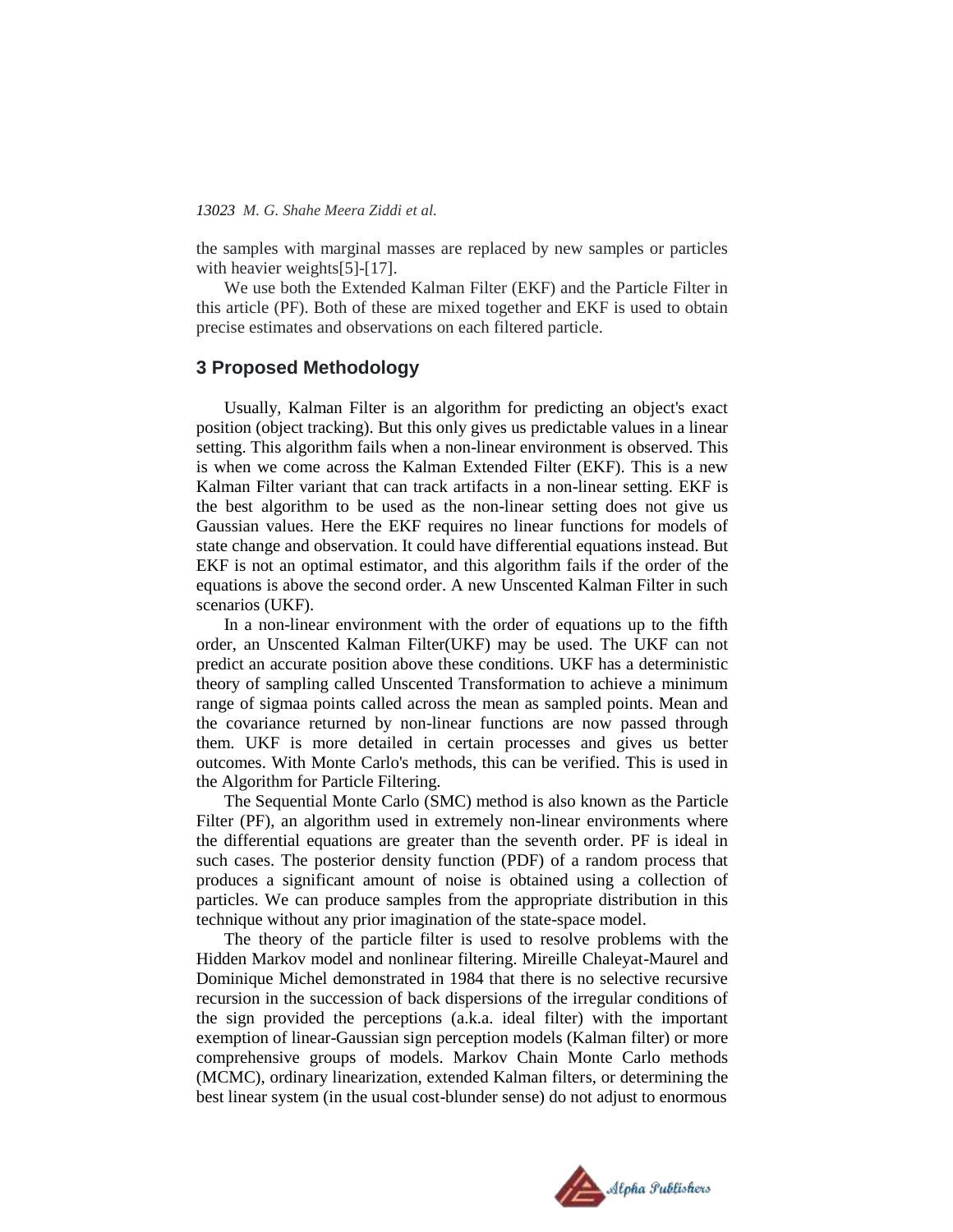the samples with marginal masses are replaced by new samples or particles with heavier weights[5]-[17].

We use both the Extended Kalman Filter (EKF) and the Particle Filter in this article (PF). Both of these are mixed together and EKF is used to obtain precise estimates and observations on each filtered particle.

## 3 Proposed Methodology

Usually, Kalman Filter is an algorithm for predicting an object's exact position (object tracking). But this only gives us predictable values in a linear setting. This algorithm fails when a non-linear environment is observed. This is when we come across the Kalman Extended Filter (EKF). This is a new Kalman Filter variant that can track artifacts in a non-linear setting. EKF is the best algorithm to be used as the non-linear setting does not give us Gaussian values. Here the EKF requires no linear functions for models of state change and observation. It could have differential equations instead. But EKF is not an optimal estimator, and this algorithm fails if the order of the equations is above the second order. A new Unscented Kalman Filter in such scenarios (UKF).

In a non-linear environment with the order of equations up to the fifth order, an Unscented Kalman Filter(UKF) may be used. The UKF can not predict an accurate position above these conditions. UKF has a deterministic theory of sampling called Unscented Transformation to achieve a minimum range of sigmaa points called across the mean as sampled points. Mean and the covariance returned by non-linear functions are now passed through them. UKF is more detailed in certain processes and gives us better outcomes. With Monte Carlo's methods, this can be verified. This is used in the Algorithm for Particle Filtering.

The Sequential Monte Carlo (SMC) method is also known as the Particle Filter (PF), an algorithm used in extremely non-linear environments where the differential equations are greater than the seventh order. PF is ideal in such cases. The posterior density function (PDF) of a random process that produces a significant amount of noise is obtained using a collection of particles. We can produce samples from the appropriate distribution in this technique without any prior imagination of the state-space model.

The theory of the particle filter is used to resolve problems with the Hidden Markov model and nonlinear filtering. Mireille Chaleyat-Maurel and Dominique Michel demonstrated in 1984 that there is no selective recursive recursion in the succession of back dispersions of the irregular conditions of the sign provided the perceptions (a.k.a. ideal filter) with the important exemption of linear-Gaussian sign perception models (Kalman filter) or more comprehensive groups of models. Markov Chain Monte Carlo methods (MCMC), ordinary linearization, extended Kalman filters, or determining the best linear system (in the usual cost-blunder sense) do not adjust to enormous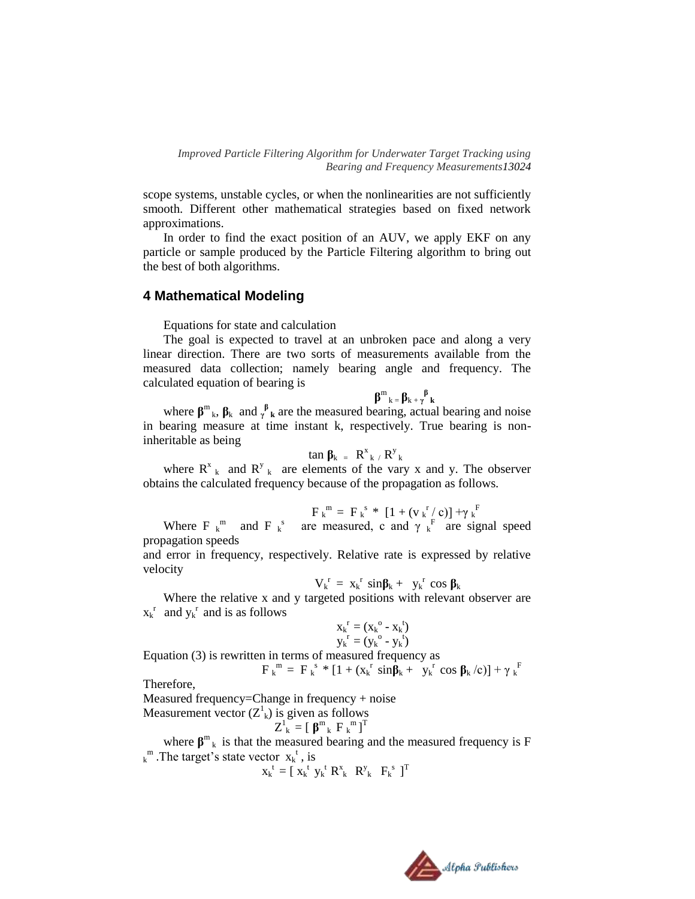scope systems, unstable cycles, or when the nonlinearities are not sufficiently smooth. Different other mathematical strategies based on fixed network approximations.

In order to find the exact position of an AUV, we apply EKF on any particle or sample produced by the Particle Filtering algorithm to bring out the best of both algorithms.

## 4 Mathematical Modeling

Equations for state and calculation

The goal is expected to travel at an unbroken pace and along a very linear direction. There are two sorts of measurements available from the measured data collection; namely bearing angle and frequency. The calculated equation of bearing is

$$\boldsymbol{\beta}^m{}_k = \boldsymbol{\beta}_k + \gamma^{\boldsymbol{\beta}}{}_k$$

where $\boldsymbol{\beta}^m{}_k$, $\boldsymbol{\beta}_k$ and $\gamma^{\boldsymbol{\beta}}{}_k$ are the measured bearing, actual bearing and noise in bearing measure at time instant k, respectively. True bearing is non-inheritable as being

$$\tan \boldsymbol{\beta}_k = R^x{}_k / R^y{}_k$$

where $R^x{}_k$ and $R^y{}_k$ are elements of the vary x and y. The observer obtains the calculated frequency because of the propagation as follows.

$$F_k{}^m = F_k{}^s * [1 + (v_k{}^r / c)] + \gamma_k{}^F$$

Where $F_k{}^m$ and $F_k{}^s$ are measured, c and $\gamma_k{}^F$ are signal speed propagation speeds
and error in frequency, respectively. Relative rate is expressed by relative velocity

$$V_k{}^r = x_k{}^r \sin\boldsymbol{\beta}_k + y_k{}^r \cos \boldsymbol{\beta}_k$$

Where the relative x and y targeted positions with relevant observer are $x_k{}^r$ and $y_k{}^r$ and is as follows

$$x_k{}^r = (x_k{}^o - x_k{}^t)$$

$$y_k{}^r = (y_k{}^o - y_k{}^t)$$

Equation (3) is rewritten in terms of measured frequency as

$$F_k{}^m = F_k{}^s * [1 + (x_k{}^r \sin\boldsymbol{\beta}_k + y_k{}^r \cos \boldsymbol{\beta}_k / c)] + \gamma_k{}^F$$

Therefore,
Measured frequency=Change in frequency + noise
Measurement vector ($Z^1{}_k$) is given as follows

$$Z^1{}_k = [\, \boldsymbol{\beta}^m{}_k \; F_k{}^m \,]^T$$

where $\boldsymbol{\beta}^m{}_k$ is that the measured bearing and the measured frequency is $F_k{}^m$. The target's state vector $x_k{}^t$, is

$$x_k{}^t = [\, x_k{}^t \; y_k{}^t \; R^x{}_k \;\; R^y{}_k \;\; F_k{}^s \,]^T$$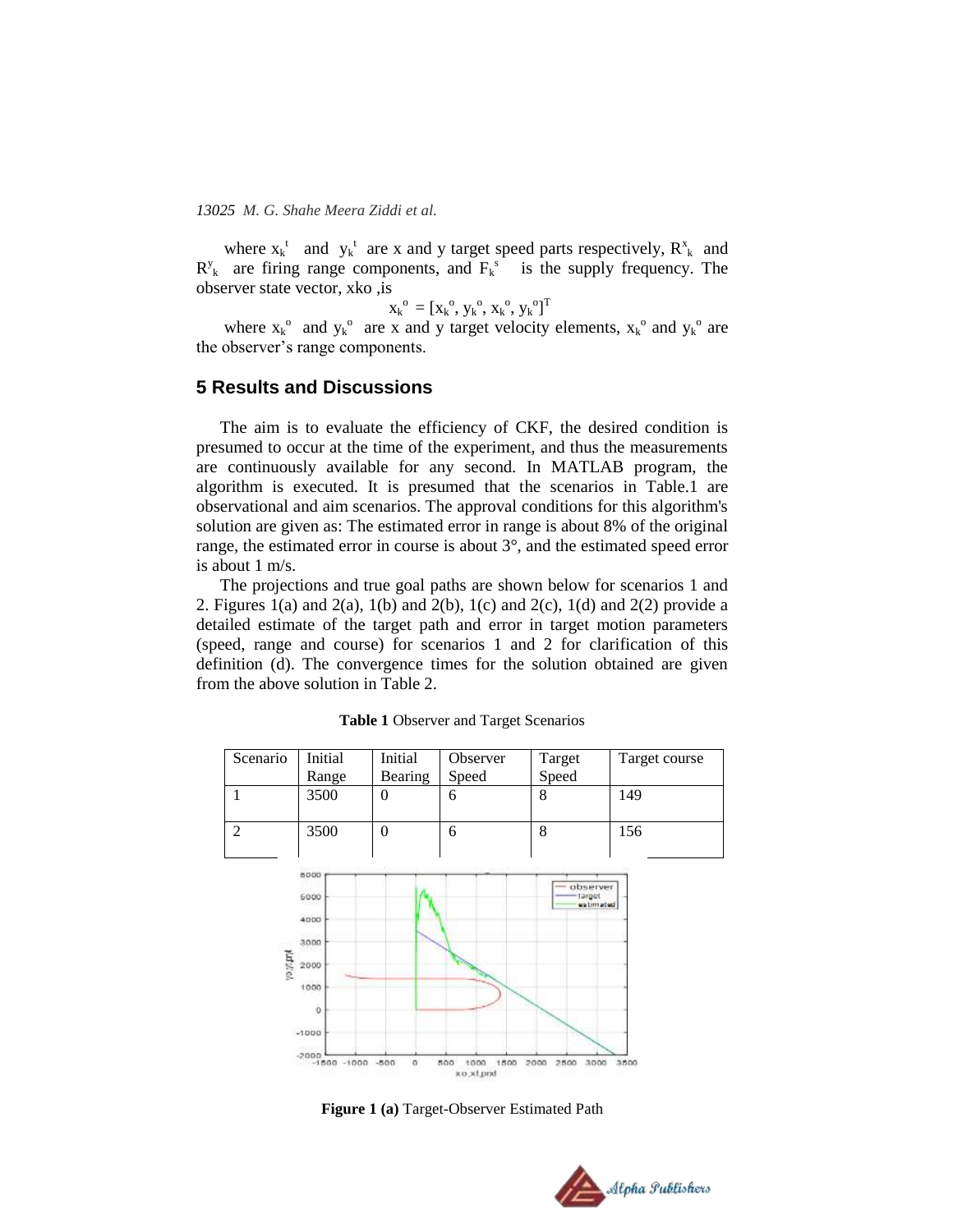where $x_k^t$ and $y_k^t$ are x and y target speed parts respectively, $R^x_k$ and $R^y_k$ are firing range components, and $F_k^s$ is the supply frequency. The observer state vector, xko ,is

$$x_k^o = [x_k^o, y_k^o, x_k^o, y_k^o]^T$$

where $x_k^o$ and $y_k^o$ are x and y target velocity elements, $x_k^o$ and $y_k^o$ are the observer's range components.

## 5 Results and Discussions

The aim is to evaluate the efficiency of CKF, the desired condition is presumed to occur at the time of the experiment, and thus the measurements are continuously available for any second. In MATLAB program, the algorithm is executed. It is presumed that the scenarios in Table.1 are observational and aim scenarios. The approval conditions for this algorithm's solution are given as: The estimated error in range is about 8% of the original range, the estimated error in course is about 3°, and the estimated speed error is about 1 m/s.

The projections and true goal paths are shown below for scenarios 1 and 2. Figures 1(a) and 2(a), 1(b) and 2(b), 1(c) and 2(c), 1(d) and 2(2) provide a detailed estimate of the target path and error in target motion parameters (speed, range and course) for scenarios 1 and 2 for clarification of this definition (d). The convergence times for the solution obtained are given from the above solution in Table 2.

**Table 1** Observer and Target Scenarios

| Scenario | Initial Range | Initial Bearing | Observer Speed | Target Speed | Target course |
|---|---|---|---|---|---|
| 1 | 3500 | 0 | 6 | 8 | 149 |
| 2 | 3500 | 0 | 6 | 8 | 156 |

**Figure 1 (a)** Target-Observer Estimated Path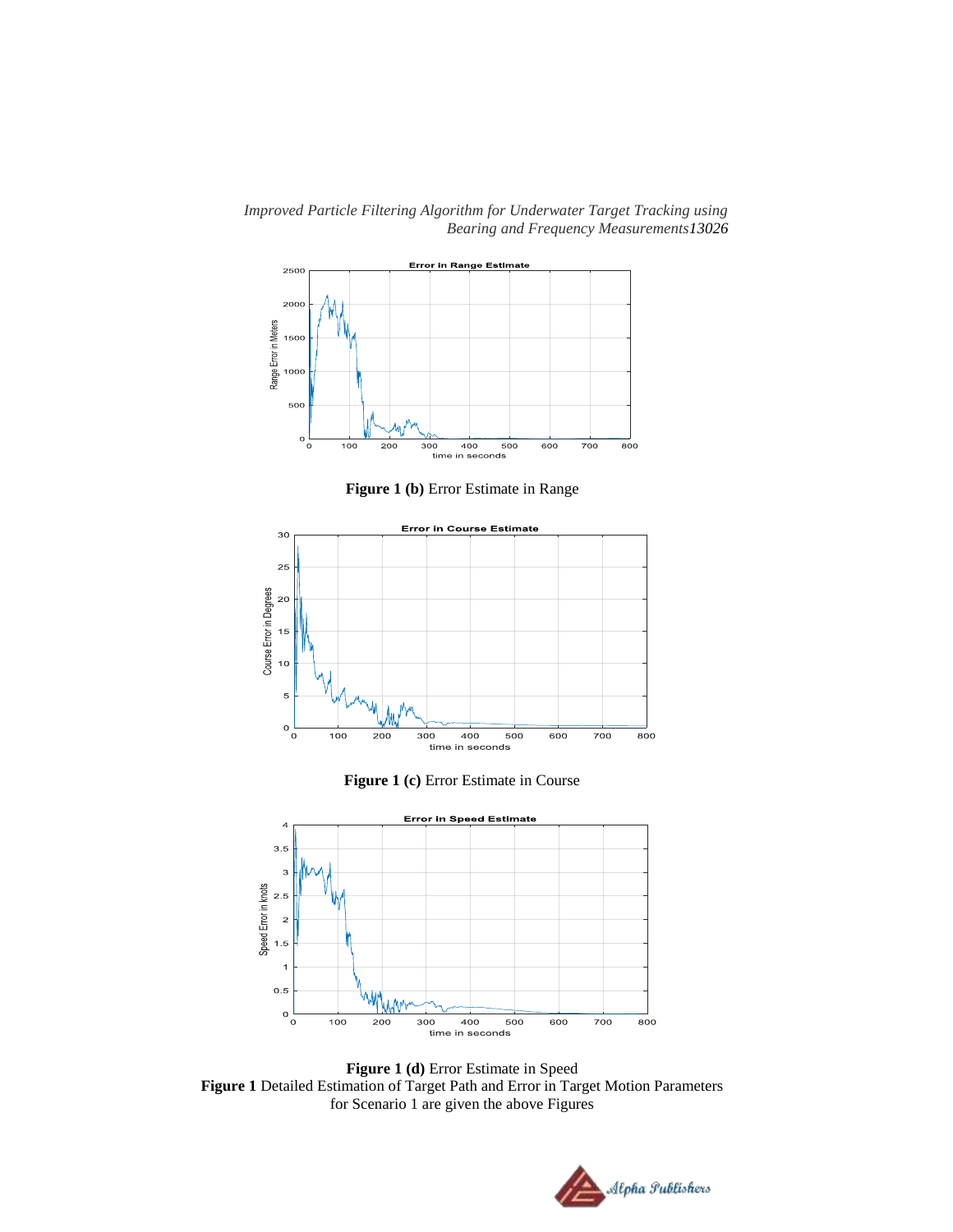**Figure 1 (b)** Error Estimate in Range

**Figure 1 (c)** Error Estimate in Course

**Figure 1 (d)** Error Estimate in Speed

**Figure 1** Detailed Estimation of Target Path and Error in Target Motion Parameters for Scenario 1 are given the above Figures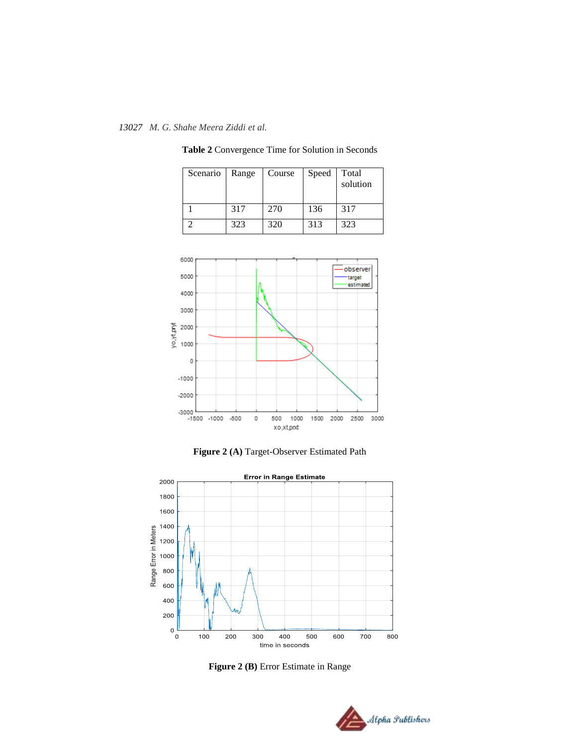**Table 2** Convergence Time for Solution in Seconds

| Scenario | Range | Course | Speed | Total solution |
|---|---|---|---|---|
| 1 | 317 | 270 | 136 | 317 |
| 2 | 323 | 320 | 313 | 323 |

**Figure 2 (A)** Target-Observer Estimated Path

**Figure 2 (B)** Error Estimate in Range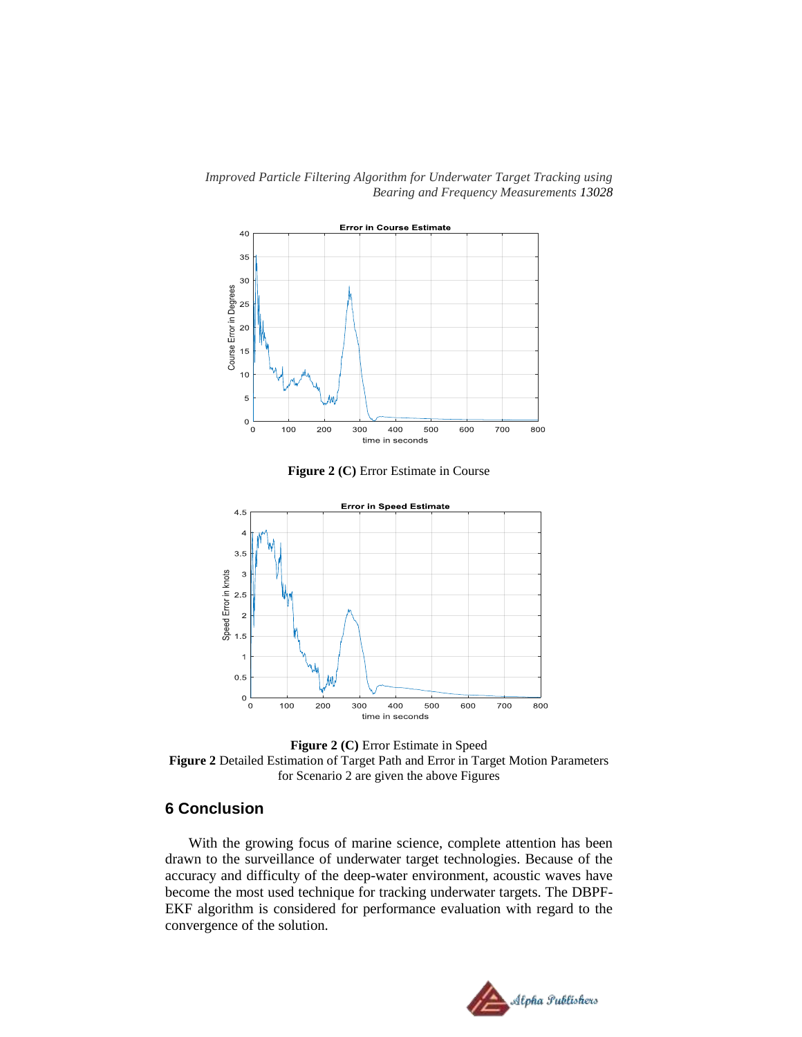**Figure 2 (C)** Error Estimate in Course

**Figure 2 (C)** Error Estimate in Speed

**Figure 2** Detailed Estimation of Target Path and Error in Target Motion Parameters for Scenario 2 are given the above Figures

## 6 Conclusion

With the growing focus of marine science, complete attention has been drawn to the surveillance of underwater target technologies. Because of the accuracy and difficulty of the deep-water environment, acoustic waves have become the most used technique for tracking underwater targets. The DBPF-EKF algorithm is considered for performance evaluation with regard to the convergence of the solution.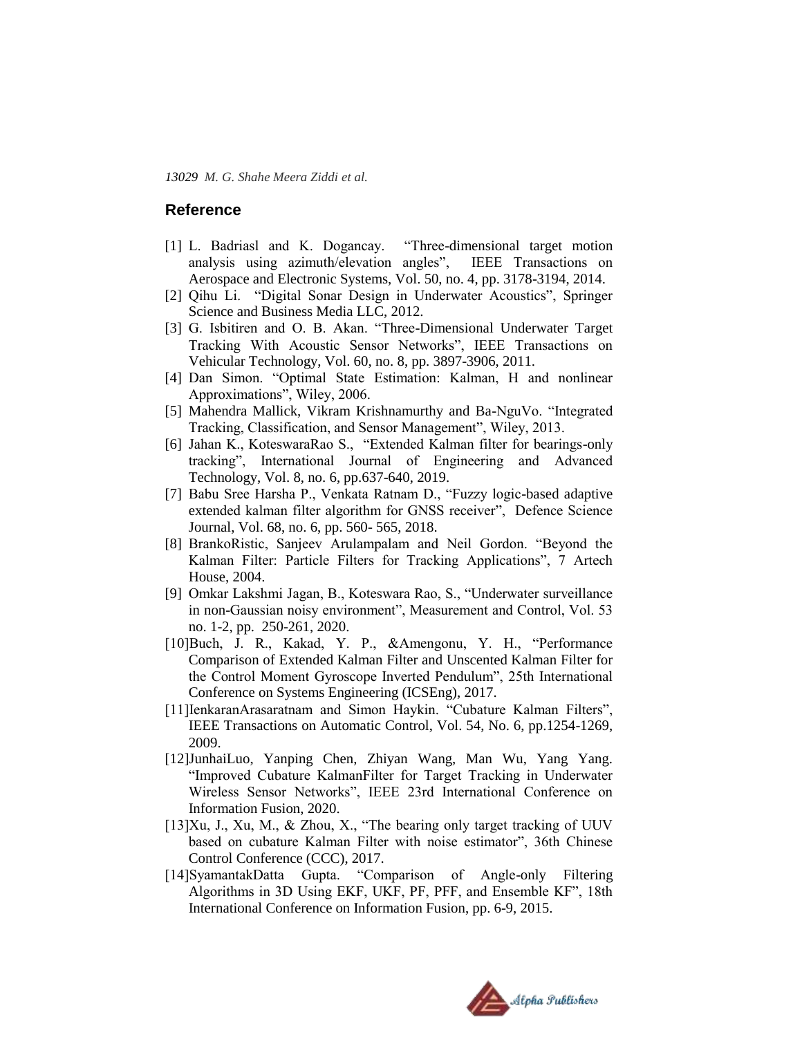## Reference

[1] L. Badriasl and K. Dogancay. "Three-dimensional target motion analysis using azimuth/elevation angles", IEEE Transactions on Aerospace and Electronic Systems, Vol. 50, no. 4, pp. 3178-3194, 2014.

[2] Qihu Li. "Digital Sonar Design in Underwater Acoustics", Springer Science and Business Media LLC, 2012.

[3] G. Isbitiren and O. B. Akan. "Three-Dimensional Underwater Target Tracking With Acoustic Sensor Networks", IEEE Transactions on Vehicular Technology, Vol. 60, no. 8, pp. 3897-3906, 2011.

[4] Dan Simon. "Optimal State Estimation: Kalman, H and nonlinear Approximations", Wiley, 2006.

[5] Mahendra Mallick, Vikram Krishnamurthy and Ba-NguVo. "Integrated Tracking, Classification, and Sensor Management", Wiley, 2013.

[6] Jahan K., KoteswaraRao S., "Extended Kalman filter for bearings-only tracking", International Journal of Engineering and Advanced Technology, Vol. 8, no. 6, pp.637-640, 2019.

[7] Babu Sree Harsha P., Venkata Ratnam D., "Fuzzy logic-based adaptive extended kalman filter algorithm for GNSS receiver", Defence Science Journal, Vol. 68, no. 6, pp. 560- 565, 2018.

[8] BrankoRistic, Sanjeev Arulampalam and Neil Gordon. "Beyond the Kalman Filter: Particle Filters for Tracking Applications", 7 Artech House, 2004.

[9] Omkar Lakshmi Jagan, B., Koteswara Rao, S., "Underwater surveillance in non-Gaussian noisy environment", Measurement and Control, Vol. 53 no. 1-2, pp. 250-261, 2020.

[10]Buch, J. R., Kakad, Y. P., &Amengonu, Y. H., "Performance Comparison of Extended Kalman Filter and Unscented Kalman Filter for the Control Moment Gyroscope Inverted Pendulum", 25th International Conference on Systems Engineering (ICSEng), 2017.

[11]IenkaranArasaratnam and Simon Haykin. "Cubature Kalman Filters", IEEE Transactions on Automatic Control, Vol. 54, No. 6, pp.1254-1269, 2009.

[12]JunhaiLuo, Yanping Chen, Zhiyan Wang, Man Wu, Yang Yang. "Improved Cubature KalmanFilter for Target Tracking in Underwater Wireless Sensor Networks", IEEE 23rd International Conference on Information Fusion, 2020.

[13]Xu, J., Xu, M., & Zhou, X., "The bearing only target tracking of UUV based on cubature Kalman Filter with noise estimator", 36th Chinese Control Conference (CCC), 2017.

[14]SyamantakDatta Gupta. "Comparison of Angle-only Filtering Algorithms in 3D Using EKF, UKF, PF, PFF, and Ensemble KF", 18th International Conference on Information Fusion, pp. 6-9, 2015.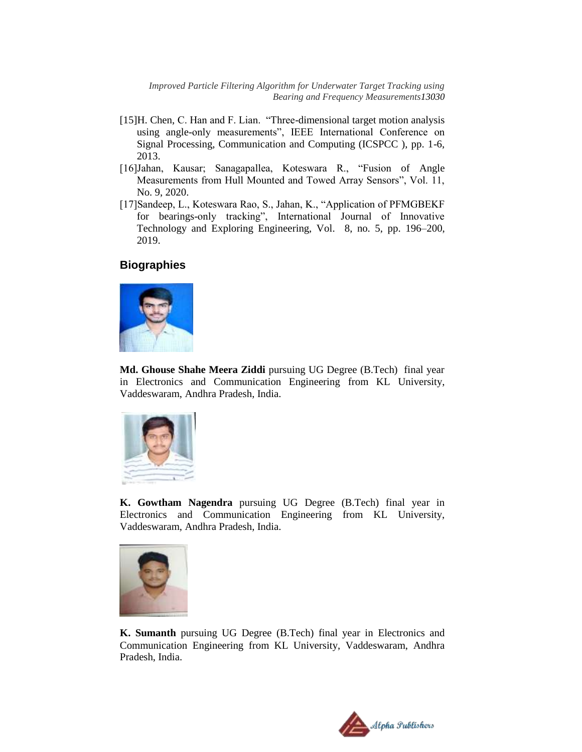[15] H. Chen, C. Han and F. Lian. "Three-dimensional target motion analysis using angle-only measurements", IEEE International Conference on Signal Processing, Communication and Computing (ICSPCC ), pp. 1-6, 2013.

[16] Jahan, Kausar; Sanagapallea, Koteswara R., "Fusion of Angle Measurements from Hull Mounted and Towed Array Sensors", Vol. 11, No. 9, 2020.

[17] Sandeep, L., Koteswara Rao, S., Jahan, K., "Application of PFMGBEKF for bearings-only tracking", International Journal of Innovative Technology and Exploring Engineering, Vol. 8, no. 5, pp. 196–200, 2019.

## Biographies

**Md. Ghouse Shahe Meera Ziddi** pursuing UG Degree (B.Tech) final year in Electronics and Communication Engineering from KL University, Vaddeswaram, Andhra Pradesh, India.

**K. Gowtham Nagendra** pursuing UG Degree (B.Tech) final year in Electronics and Communication Engineering from KL University, Vaddeswaram, Andhra Pradesh, India.

**K. Sumanth** pursuing UG Degree (B.Tech) final year in Electronics and Communication Engineering from KL University, Vaddeswaram, Andhra Pradesh, India.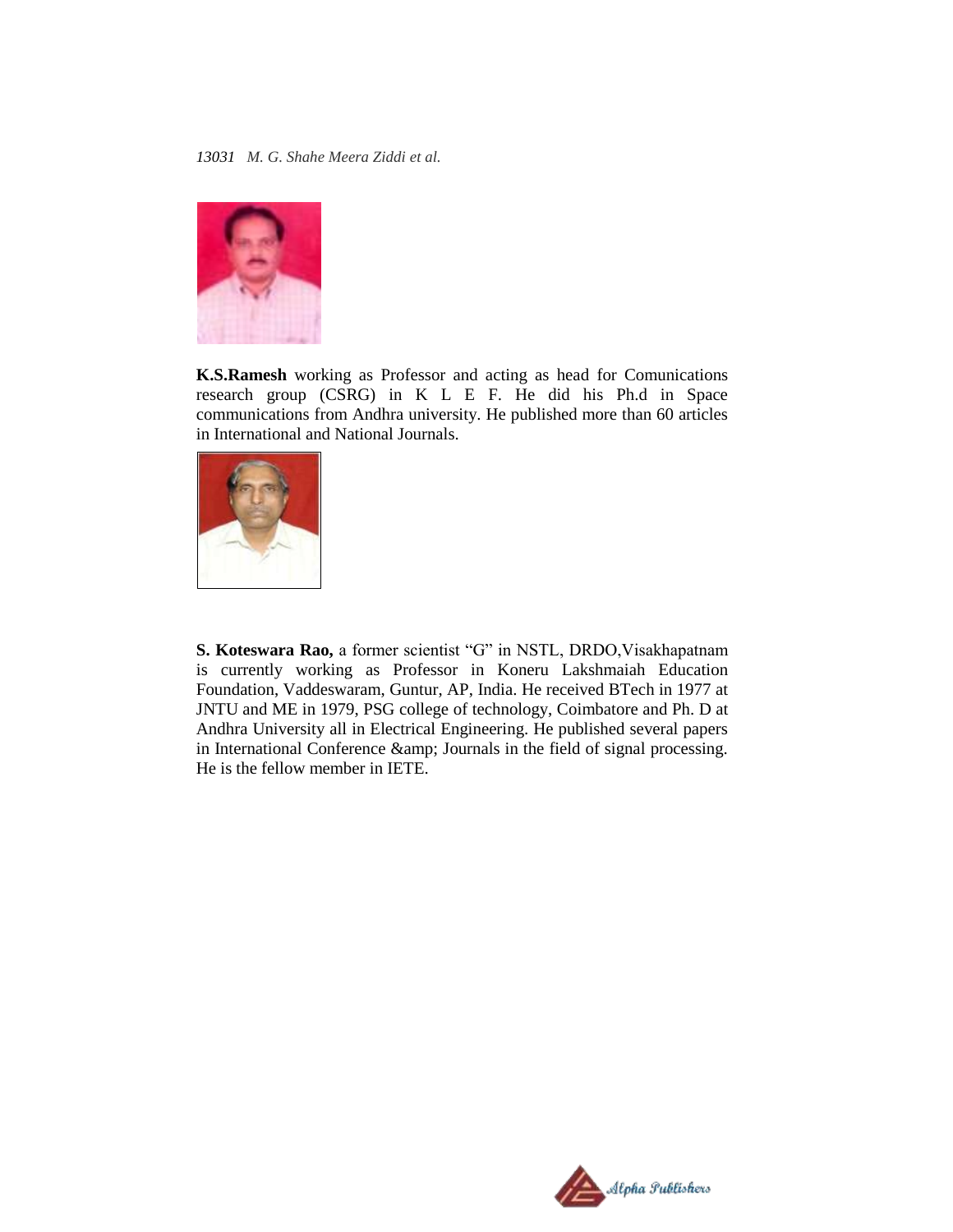**K.S.Ramesh** working as Professor and acting as head for Comunications research group (CSRG) in K L E F. He did his Ph.d in Space communications from Andhra university. He published more than 60 articles in International and National Journals.

**S. Koteswara Rao,** a former scientist "G" in NSTL, DRDO,Visakhapatnam is currently working as Professor in Koneru Lakshmaiah Education Foundation, Vaddeswaram, Guntur, AP, India. He received BTech in 1977 at JNTU and ME in 1979, PSG college of technology, Coimbatore and Ph. D at Andhra University all in Electrical Engineering. He published several papers in International Conference &amp; Journals in the field of signal processing. He is the fellow member in IETE.